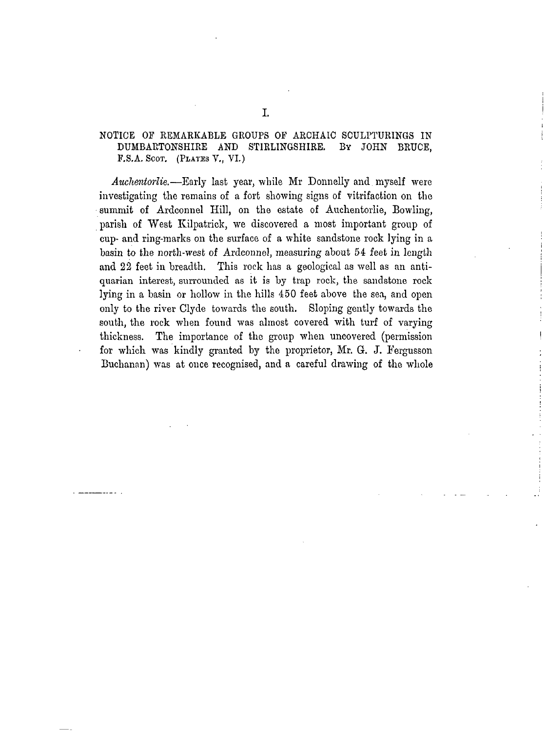I.

## NOTICE OF REMARKABLE GROUPS OF ARCHAIC SCULPTURINGS IN DUMBARTONSHIRE AND STIRLINGSHIRE. By JOHN BRUCE, F.S.A. Scot. (Plates V., VI.)

*Auchentorlie.*—Early last year, while Mr Donnelly and myself were investigating the remains of a fort showing signs of vitrifaction on the summit of Ardconnel Hill, on the estate of Auchentorlie, Bowling, parish of West Kilpatrick, we discovered a most important group of cup- and ring-marks on the surface of a white sandstone rock lying in a basin to the north-west of Ardconnel, measuring about 54 feet in length and 22 feet in breadth. This rock has a geological as well as an antiquarian interest, surrounded as it is by trap rock, the sandstone rock lying in a basin or hollow in the hills 450 feet above the sea, and open only to the river Clyde towards the south. Sloping gently towards the south, the rock when found was almost covered with turf of varying thickness. The importance of the group when uncovered (permission for which was kindly granted by the proprietor, Mr. G. J. Fergusson Buchanan) was at once recognised, and a careful drawing of the whole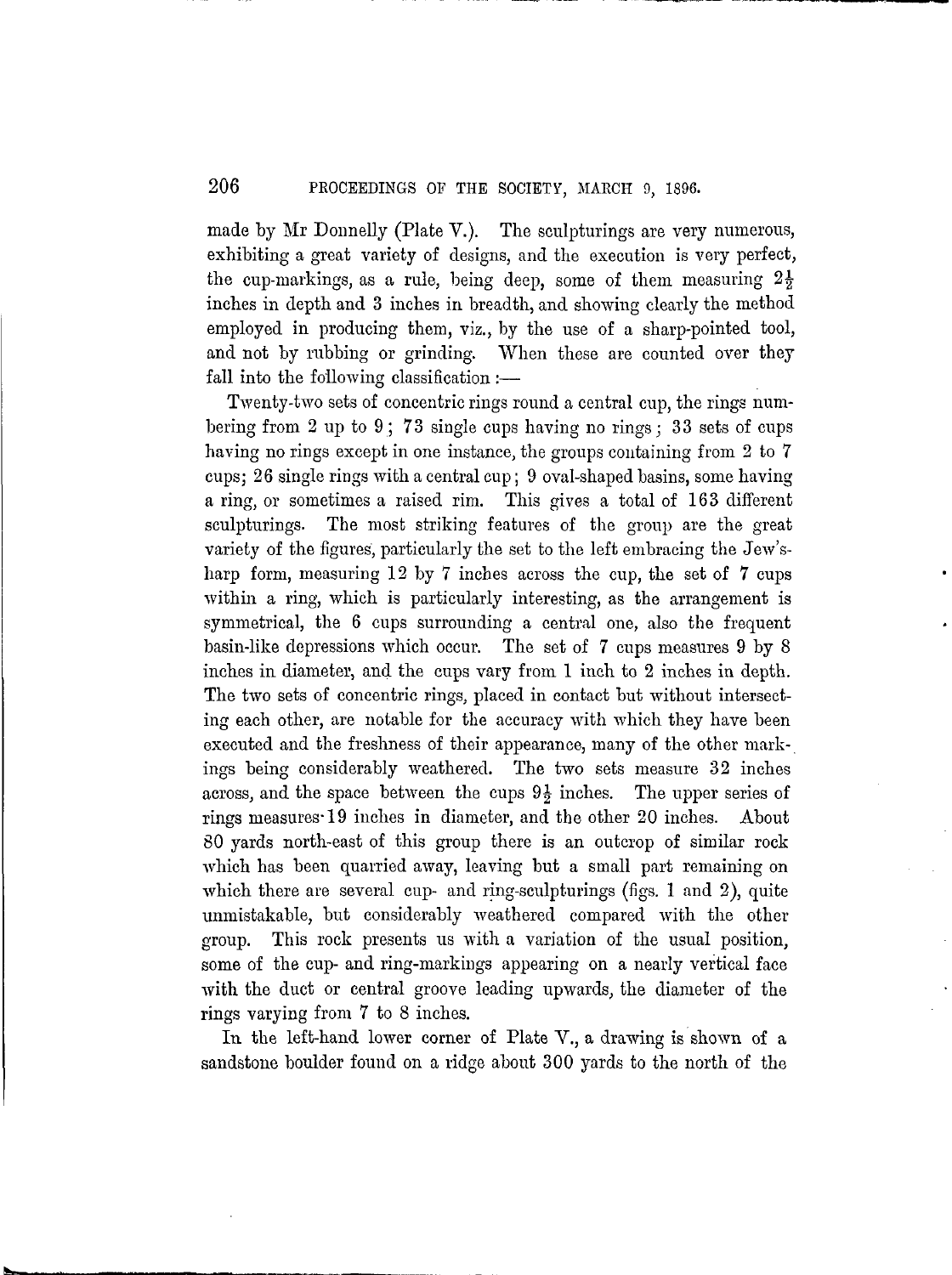made by Mr Donnelly (Plate V.). The sculpturings are very numerous, exhibiting a great variety of designs, and the execution is very perfect, the cup-markings, as a rule, being deep, some of them measuring 2½ inches in depth and 3 inches in breadth, and showing clearly the method employed in producing them, viz., by the use of a sharp-pointed tool, and not by rubbing or grinding. When these are counted over they fall into the following classification :—

Twenty-two sets of concentric rings round a central cup, the rings numbering from 2 up to 9; 73 single cups having no rings; 33 sets of cups having no rings except in one instance, the groups containing from 2 to 7 cups; 26 single rings with a central cup; 9 oval-shaped basins, some having a ring, or sometimes a raised rim. This gives a total of 163 different sculpturings. The most striking features of the group are the great variety of the figures, particularly the set to the left embracing the Jew's-harp form, measuring 12 by 7 inches across the cup, the set of 7 cups within a ring, which is particularly interesting, as the arrangement is symmetrical, the 6 cups surrounding a central one, also the frequent basin-like depressions which occur. The set of 7 cups measures 9 by 8 inches in diameter, and the cups vary from 1 inch to 2 inches in depth. The two sets of concentric rings, placed in contact but without intersecting each other, are notable for the accuracy with which they have been executed and the freshness of their appearance, many of the other markings being considerably weathered. The two sets measure 32 inches across, and the space between the cups 9½ inches. The upper series of rings measures 19 inches in diameter, and the other 20 inches. About 80 yards north-east of this group there is an outcrop of similar rock which has been quarried away, leaving but a small part remaining on which there are several cup- and ring-sculpturings (figs. 1 and 2), quite unmistakable, but considerably weathered compared with the other group. This rock presents us with a variation of the usual position, some of the cup- and ring-markings appearing on a nearly vertical face with the duct or central groove leading upwards, the diameter of the rings varying from 7 to 8 inches.

In the left-hand lower corner of Plate V., a drawing is shown of a sandstone boulder found on a ridge about 300 yards to the north of the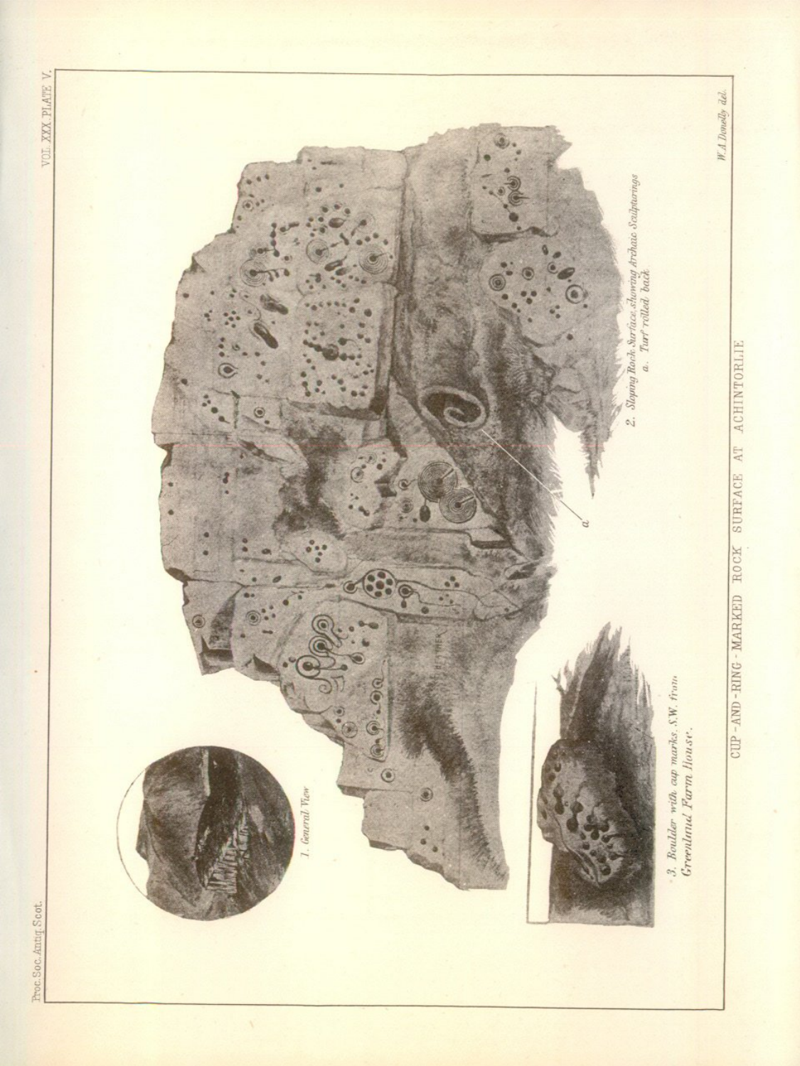1. General View

2. Sloping Rock Surface, showing Archaic Sculpturings
a. Turf rolled back

3. Boulder with cup marks, S.W. from Greenland Farm House.

CUP-AND-RING-MARKED ROCK SURFACE AT ACHINTORLIE

W. A. Donnelly del.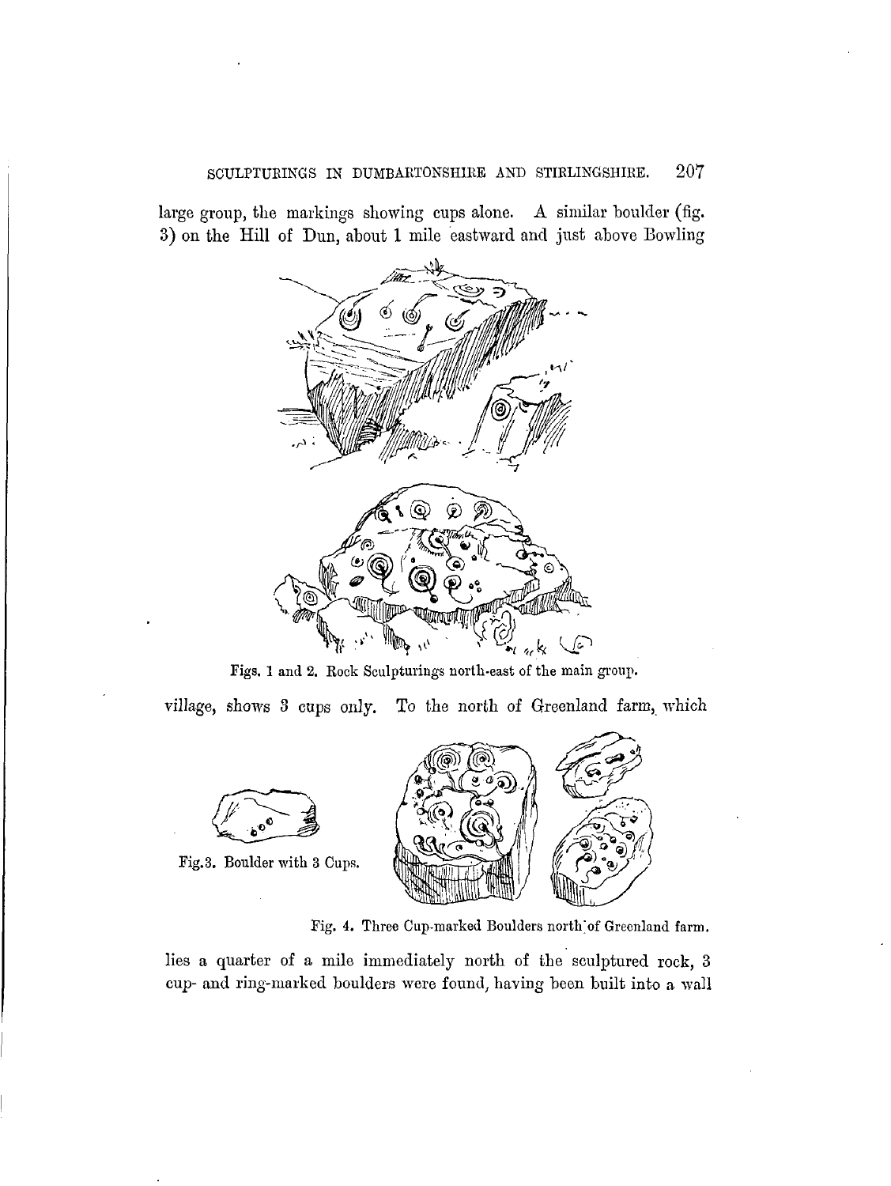large group, the markings showing cups alone. A similar boulder (fig. 3) on the Hill of Dun, about 1 mile eastward and just above Bowling

Figs. 1 and 2. Rock Sculpturings north-east of the main group.

village, shows 3 cups only. To the north of Greenland farm, which

Fig. 3. Boulder with 3 Cups.

Fig. 4. Three Cup-marked Boulders north of Greenland farm.

lies a quarter of a mile immediately north of the sculptured rock, 3 cup- and ring-marked boulders were found, having been built into a wall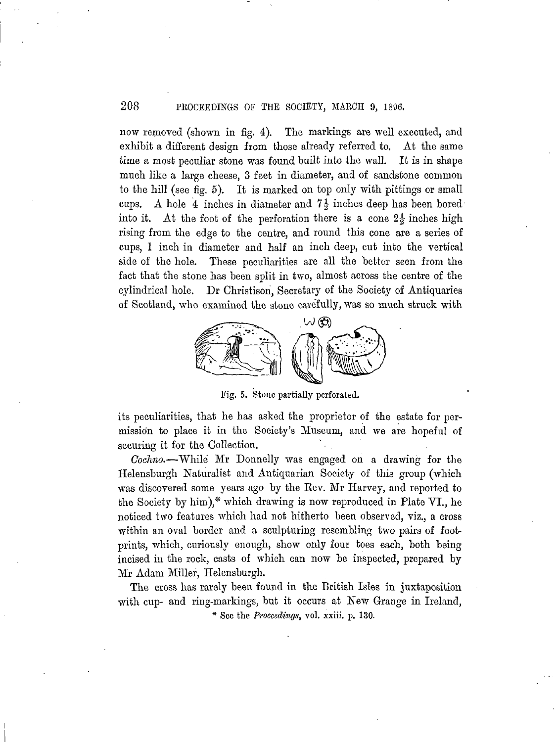now removed (shown in fig. 4). The markings are well executed, and exhibit a different design from those already referred to. At the same time a most peculiar stone was found built into the wall. It is in shape much like a large cheese, 3 feet in diameter, and of sandstone common to the hill (see fig. 5). It is marked on top only with pittings or small cups. A hole 4 inches in diameter and 7½ inches deep has been bored into it. At the foot of the perforation there is a cone 2½ inches high rising from the edge to the centre, and round this cone are a series of cups, 1 inch in diameter and half an inch deep, cut into the vertical side of the hole. These peculiarities are all the better seen from the fact that the stone has been split in two, almost across the centre of the cylindrical hole. Dr Christison, Secretary of the Society of Antiquaries of Scotland, who examined the stone carefully, was so much struck with

Fig. 5. Stone partially perforated.

its peculiarities, that he has asked the proprietor of the estate for permission to place it in the Society's Museum, and we are hopeful of securing it for the Collection.

*Cochno.*—While Mr Donnelly was engaged on a drawing for the Helensburgh Naturalist and Antiquarian Society of this group (which was discovered some years ago by the Rev. Mr Harvey, and reported to the Society by him),* which drawing is now reproduced in Plate VI., he noticed two features which had not hitherto been observed, viz., a cross within an oval border and a sculpturing resembling two pairs of footprints, which, curiously enough, show only four toes each, both being incised in the rock, casts of which can now be inspected, prepared by Mr Adam Miller, Helensburgh.

The cross has rarely been found in the British Isles in juxtaposition with cup- and ring-markings, but it occurs at New Grange in Ireland,

\* See the *Proceedings*, vol. xxiii. p. 130.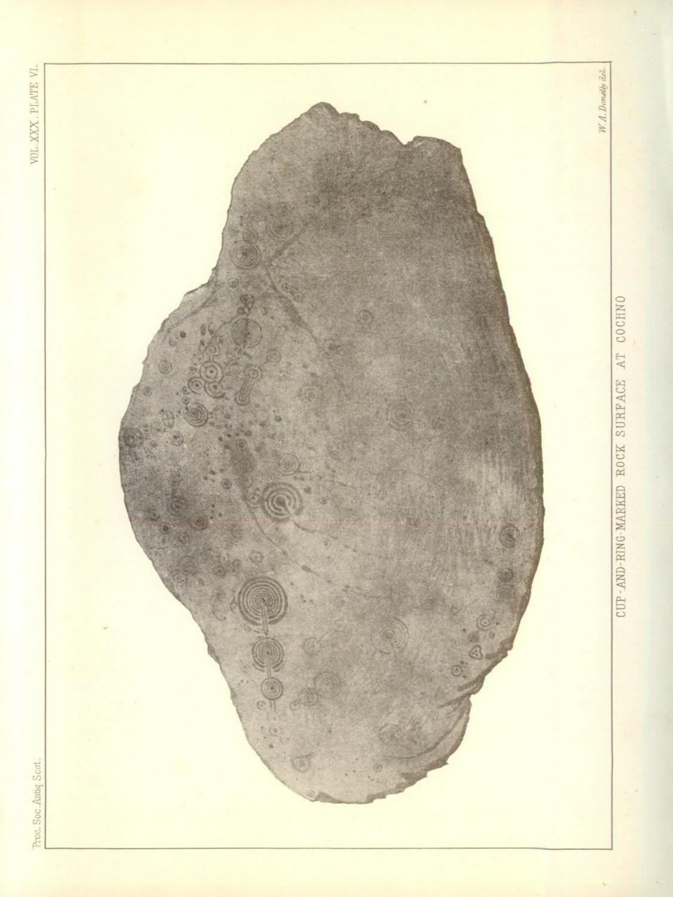CUP-AND-RING-MARKED ROCK SURFACE AT COCHNO

W. A. Donnelly del.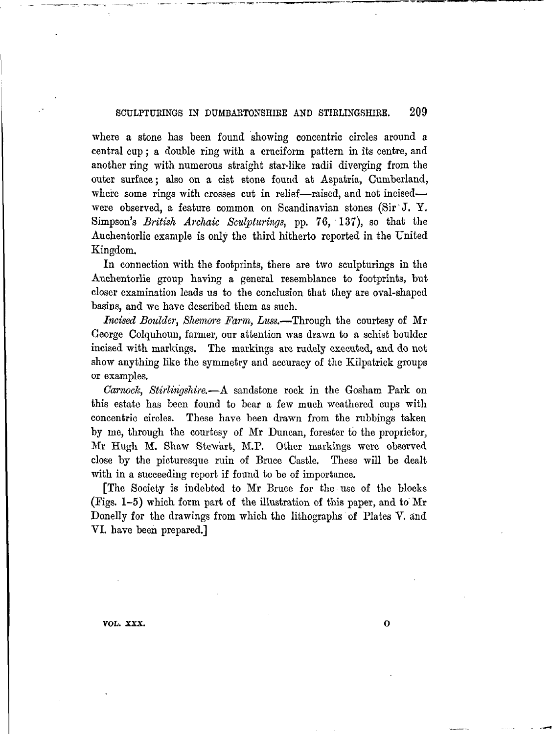where a stone has been found showing concentric circles around a central cup; a double ring with a cruciform pattern in its centre, and another ring with numerous straight star-like radii diverging from the outer surface; also on a cist stone found at Aspatria, Cumberland, where some rings with crosses cut in relief—raised, and not incised—were observed, a feature common on Scandinavian stones (Sir J. Y. Simpson's *British Archaic Sculpturings*, pp. 76, 137), so that the Auchentorlie example is only the third hitherto reported in the United Kingdom.

In connection with the footprints, there are two sculpturings in the Auchentorlie group having a general resemblance to footprints, but closer examination leads us to the conclusion that they are oval-shaped basins, and we have described them as such.

*Incised Boulder, Shemore Farm, Luss.*—Through the courtesy of Mr George Colquhoun, farmer, our attention was drawn to a schist boulder incised with markings. The markings are rudely executed, and do not show anything like the symmetry and accuracy of the Kilpatrick groups or examples.

*Carnock, Stirlingshire.*—A sandstone rock in the Gosham Park on this estate has been found to bear a few much weathered cups with concentric circles. These have been drawn from the rubbings taken by me, through the courtesy of Mr Duncan, forester to the proprietor, Mr Hugh M. Shaw Stewart, M.P. Other markings were observed close by the picturesque ruin of Bruce Castle. These will be dealt with in a succeeding report if found to be of importance.

[The Society is indebted to Mr Bruce for the use of the blocks (Figs. 1–5) which form part of the illustration of this paper, and to Mr Donelly for the drawings from which the lithographs of Plates V. and VI. have been prepared.]